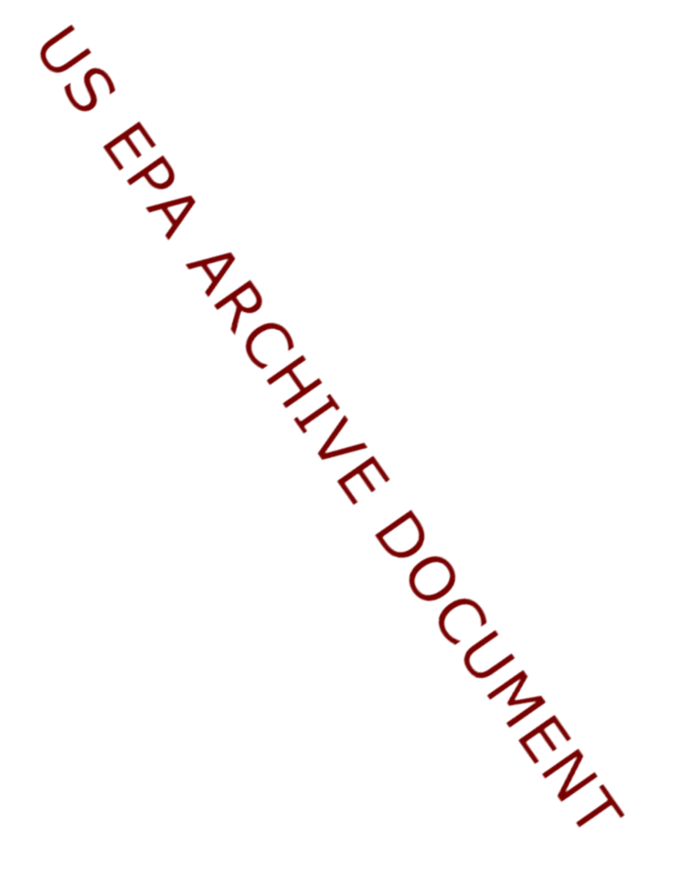US EPA ARCHIVE DOCUMENT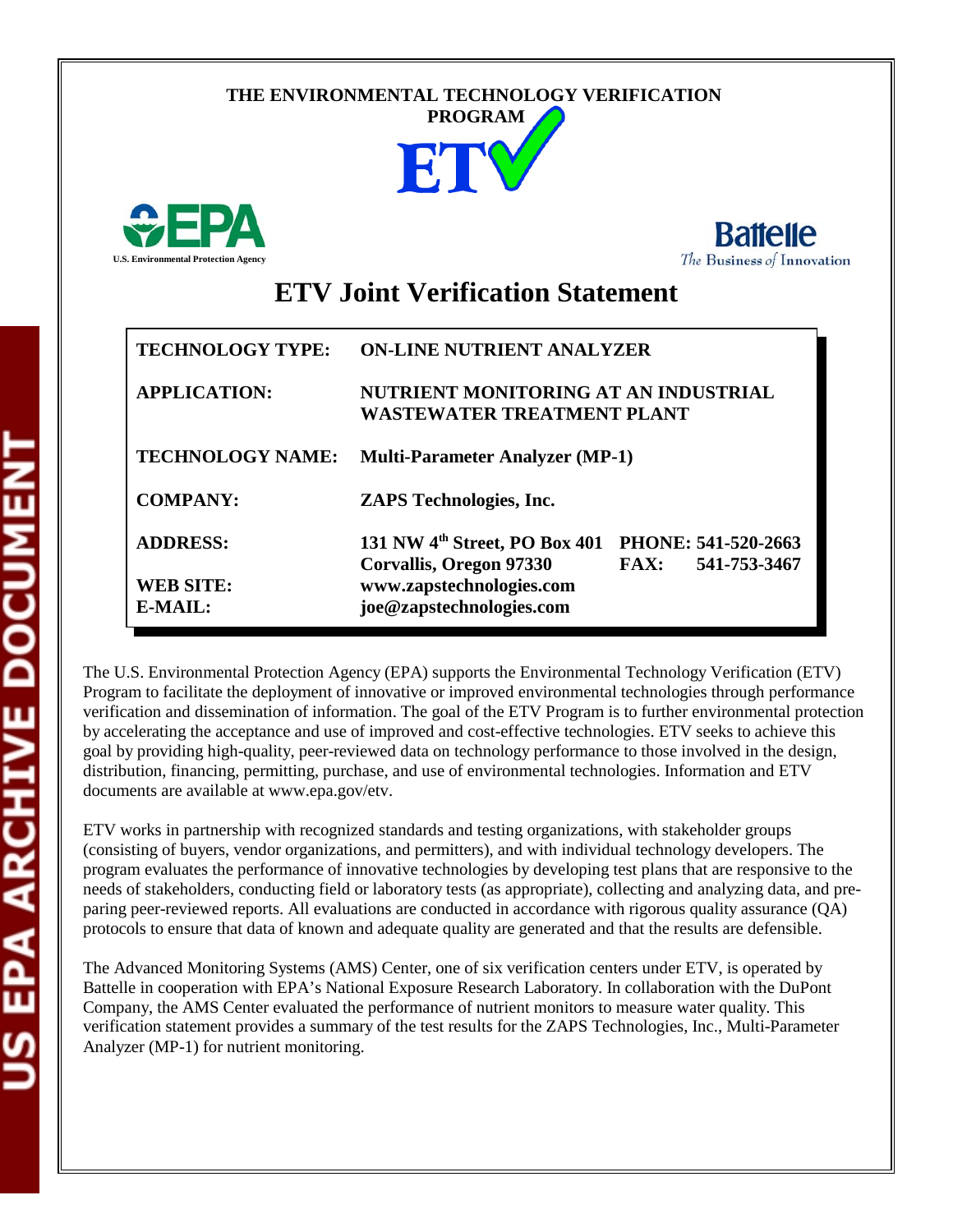**THE ENVIRONMENTAL TECHNOLOGY VERIFICATION PROGRAM**

**ETV**

U.S. Environmental Protection Agency

**Battelle**
The Business of Innovation

# ETV Joint Verification Statement

| | |
|---|---|
| **TECHNOLOGY TYPE:** | **ON-LINE NUTRIENT ANALYZER** |
| **APPLICATION:** | **NUTRIENT MONITORING AT AN INDUSTRIAL WASTEWATER TREATMENT PLANT** |
| **TECHNOLOGY NAME:** | **Multi-Parameter Analyzer (MP-1)** |
| **COMPANY:** | **ZAPS Technologies, Inc.** |
| **ADDRESS:** | **131 NW 4th Street, PO Box 401 Corvallis, Oregon 97330** **PHONE: 541-520-2663** **FAX: 541-753-3467** |
| **WEB SITE:** | **www.zapstechnologies.com** |
| **E-MAIL:** | **joe@zapstechnologies.com** |

The U.S. Environmental Protection Agency (EPA) supports the Environmental Technology Verification (ETV) Program to facilitate the deployment of innovative or improved environmental technologies through performance verification and dissemination of information. The goal of the ETV Program is to further environmental protection by accelerating the acceptance and use of improved and cost-effective technologies. ETV seeks to achieve this goal by providing high-quality, peer-reviewed data on technology performance to those involved in the design, distribution, financing, permitting, purchase, and use of environmental technologies. Information and ETV documents are available at www.epa.gov/etv.

ETV works in partnership with recognized standards and testing organizations, with stakeholder groups (consisting of buyers, vendor organizations, and permitters), and with individual technology developers. The program evaluates the performance of innovative technologies by developing test plans that are responsive to the needs of stakeholders, conducting field or laboratory tests (as appropriate), collecting and analyzing data, and preparing peer-reviewed reports. All evaluations are conducted in accordance with rigorous quality assurance (QA) protocols to ensure that data of known and adequate quality are generated and that the results are defensible.

The Advanced Monitoring Systems (AMS) Center, one of six verification centers under ETV, is operated by Battelle in cooperation with EPA's National Exposure Research Laboratory. In collaboration with the DuPont Company, the AMS Center evaluated the performance of nutrient monitors to measure water quality. This verification statement provides a summary of the test results for the ZAPS Technologies, Inc., Multi-Parameter Analyzer (MP-1) for nutrient monitoring.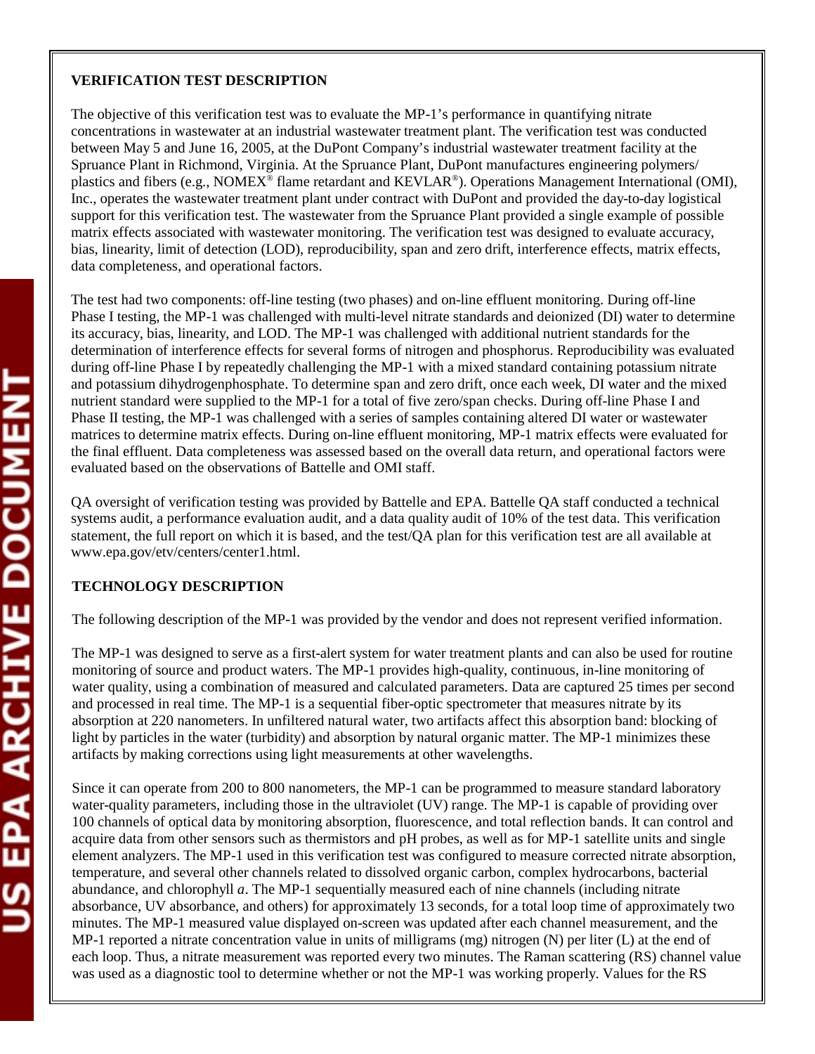**VERIFICATION TEST DESCRIPTION**

The objective of this verification test was to evaluate the MP-1's performance in quantifying nitrate concentrations in wastewater at an industrial wastewater treatment plant. The verification test was conducted between May 5 and June 16, 2005, at the DuPont Company's industrial wastewater treatment facility at the Spruance Plant in Richmond, Virginia. At the Spruance Plant, DuPont manufactures engineering polymers/ plastics and fibers (e.g., NOMEX® flame retardant and KEVLAR®). Operations Management International (OMI), Inc., operates the wastewater treatment plant under contract with DuPont and provided the day-to-day logistical support for this verification test. The wastewater from the Spruance Plant provided a single example of possible matrix effects associated with wastewater monitoring. The verification test was designed to evaluate accuracy, bias, linearity, limit of detection (LOD), reproducibility, span and zero drift, interference effects, matrix effects, data completeness, and operational factors.

The test had two components: off-line testing (two phases) and on-line effluent monitoring. During off-line Phase I testing, the MP-1 was challenged with multi-level nitrate standards and deionized (DI) water to determine its accuracy, bias, linearity, and LOD. The MP-1 was challenged with additional nutrient standards for the determination of interference effects for several forms of nitrogen and phosphorus. Reproducibility was evaluated during off-line Phase I by repeatedly challenging the MP-1 with a mixed standard containing potassium nitrate and potassium dihydrogenphosphate. To determine span and zero drift, once each week, DI water and the mixed nutrient standard were supplied to the MP-1 for a total of five zero/span checks. During off-line Phase I and Phase II testing, the MP-1 was challenged with a series of samples containing altered DI water or wastewater matrices to determine matrix effects. During on-line effluent monitoring, MP-1 matrix effects were evaluated for the final effluent. Data completeness was assessed based on the overall data return, and operational factors were evaluated based on the observations of Battelle and OMI staff.

QA oversight of verification testing was provided by Battelle and EPA. Battelle QA staff conducted a technical systems audit, a performance evaluation audit, and a data quality audit of 10% of the test data. This verification statement, the full report on which it is based, and the test/QA plan for this verification test are all available at www.epa.gov/etv/centers/center1.html.

**TECHNOLOGY DESCRIPTION**

The following description of the MP-1 was provided by the vendor and does not represent verified information.

The MP-1 was designed to serve as a first-alert system for water treatment plants and can also be used for routine monitoring of source and product waters. The MP-1 provides high-quality, continuous, in-line monitoring of water quality, using a combination of measured and calculated parameters. Data are captured 25 times per second and processed in real time. The MP-1 is a sequential fiber-optic spectrometer that measures nitrate by its absorption at 220 nanometers. In unfiltered natural water, two artifacts affect this absorption band: blocking of light by particles in the water (turbidity) and absorption by natural organic matter. The MP-1 minimizes these artifacts by making corrections using light measurements at other wavelengths.

Since it can operate from 200 to 800 nanometers, the MP-1 can be programmed to measure standard laboratory water-quality parameters, including those in the ultraviolet (UV) range. The MP-1 is capable of providing over 100 channels of optical data by monitoring absorption, fluorescence, and total reflection bands. It can control and acquire data from other sensors such as thermistors and pH probes, as well as for MP-1 satellite units and single element analyzers. The MP-1 used in this verification test was configured to measure corrected nitrate absorption, temperature, and several other channels related to dissolved organic carbon, complex hydrocarbons, bacterial abundance, and chlorophyll *a*. The MP-1 sequentially measured each of nine channels (including nitrate absorbance, UV absorbance, and others) for approximately 13 seconds, for a total loop time of approximately two minutes. The MP-1 measured value displayed on-screen was updated after each channel measurement, and the MP-1 reported a nitrate concentration value in units of milligrams (mg) nitrogen (N) per liter (L) at the end of each loop. Thus, a nitrate measurement was reported every two minutes. The Raman scattering (RS) channel value was used as a diagnostic tool to determine whether or not the MP-1 was working properly. Values for the RS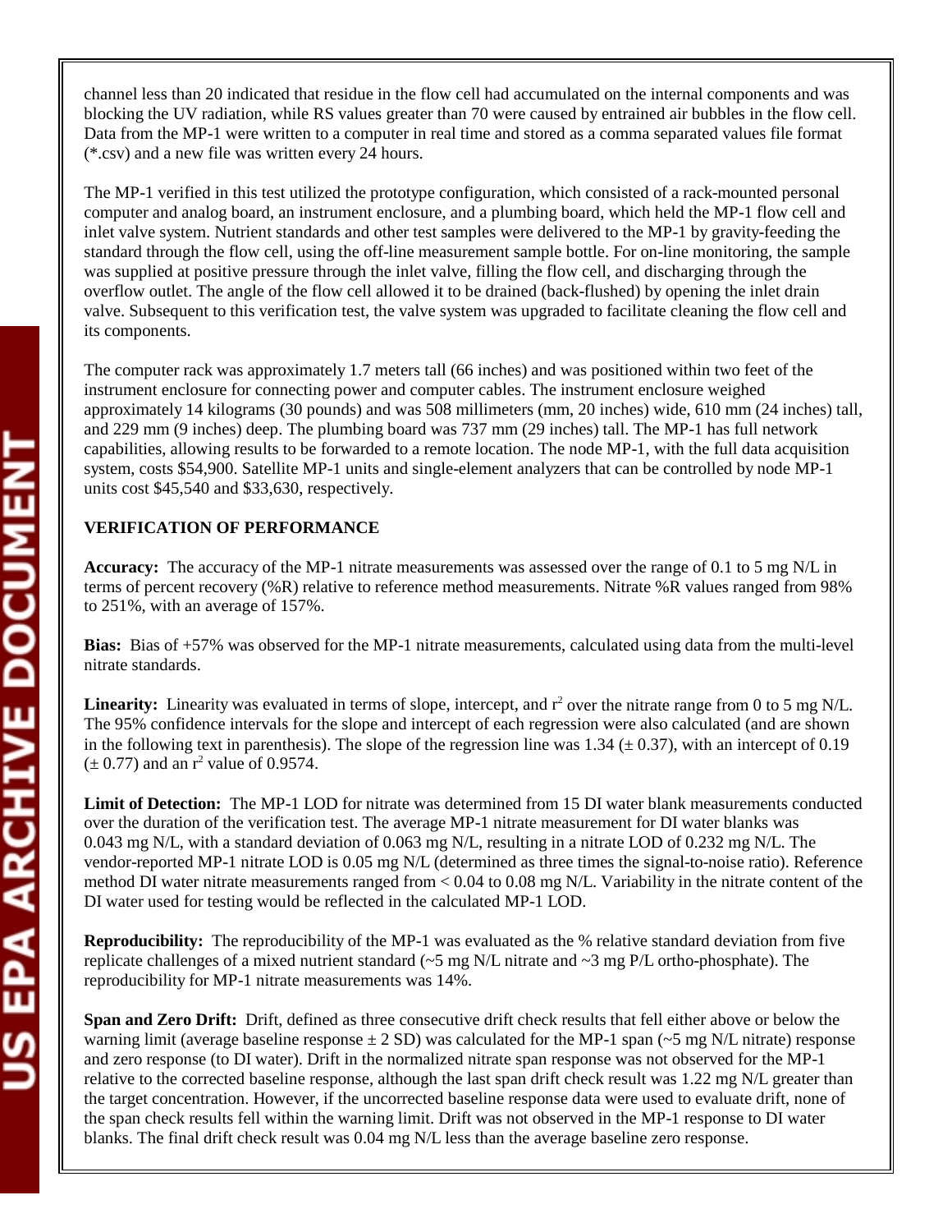channel less than 20 indicated that residue in the flow cell had accumulated on the internal components and was blocking the UV radiation, while RS values greater than 70 were caused by entrained air bubbles in the flow cell. Data from the MP-1 were written to a computer in real time and stored as a comma separated values file format (*.csv) and a new file was written every 24 hours.

The MP-1 verified in this test utilized the prototype configuration, which consisted of a rack-mounted personal computer and analog board, an instrument enclosure, and a plumbing board, which held the MP-1 flow cell and inlet valve system. Nutrient standards and other test samples were delivered to the MP-1 by gravity-feeding the standard through the flow cell, using the off-line measurement sample bottle. For on-line monitoring, the sample was supplied at positive pressure through the inlet valve, filling the flow cell, and discharging through the overflow outlet. The angle of the flow cell allowed it to be drained (back-flushed) by opening the inlet drain valve. Subsequent to this verification test, the valve system was upgraded to facilitate cleaning the flow cell and its components.

The computer rack was approximately 1.7 meters tall (66 inches) and was positioned within two feet of the instrument enclosure for connecting power and computer cables. The instrument enclosure weighed approximately 14 kilograms (30 pounds) and was 508 millimeters (mm, 20 inches) wide, 610 mm (24 inches) tall, and 229 mm (9 inches) deep. The plumbing board was 737 mm (29 inches) tall. The MP-1 has full network capabilities, allowing results to be forwarded to a remote location. The node MP-1, with the full data acquisition system, costs $54,900. Satellite MP-1 units and single-element analyzers that can be controlled by node MP-1 units cost $45,540 and $33,630, respectively.

## VERIFICATION OF PERFORMANCE

**Accuracy:** The accuracy of the MP-1 nitrate measurements was assessed over the range of 0.1 to 5 mg N/L in terms of percent recovery (%R) relative to reference method measurements. Nitrate %R values ranged from 98% to 251%, with an average of 157%.

**Bias:** Bias of +57% was observed for the MP-1 nitrate measurements, calculated using data from the multi-level nitrate standards.

**Linearity:** Linearity was evaluated in terms of slope, intercept, and $r^2$ over the nitrate range from 0 to 5 mg N/L. The 95% confidence intervals for the slope and intercept of each regression were also calculated (and are shown in the following text in parenthesis). The slope of the regression line was 1.34 ($\pm$ 0.37), with an intercept of 0.19 ($\pm$ 0.77) and an $r^2$ value of 0.9574.

**Limit of Detection:** The MP-1 LOD for nitrate was determined from 15 DI water blank measurements conducted over the duration of the verification test. The average MP-1 nitrate measurement for DI water blanks was 0.043 mg N/L, with a standard deviation of 0.063 mg N/L, resulting in a nitrate LOD of 0.232 mg N/L. The vendor-reported MP-1 nitrate LOD is 0.05 mg N/L (determined as three times the signal-to-noise ratio). Reference method DI water nitrate measurements ranged from < 0.04 to 0.08 mg N/L. Variability in the nitrate content of the DI water used for testing would be reflected in the calculated MP-1 LOD.

**Reproducibility:** The reproducibility of the MP-1 was evaluated as the % relative standard deviation from five replicate challenges of a mixed nutrient standard (~5 mg N/L nitrate and ~3 mg P/L ortho-phosphate). The reproducibility for MP-1 nitrate measurements was 14%.

**Span and Zero Drift:** Drift, defined as three consecutive drift check results that fell either above or below the warning limit (average baseline response $\pm$ 2 SD) was calculated for the MP-1 span (~5 mg N/L nitrate) response and zero response (to DI water). Drift in the normalized nitrate span response was not observed for the MP-1 relative to the corrected baseline response, although the last span drift check result was 1.22 mg N/L greater than the target concentration. However, if the uncorrected baseline response data were used to evaluate drift, none of the span check results fell within the warning limit. Drift was not observed in the MP-1 response to DI water blanks. The final drift check result was 0.04 mg N/L less than the average baseline zero response.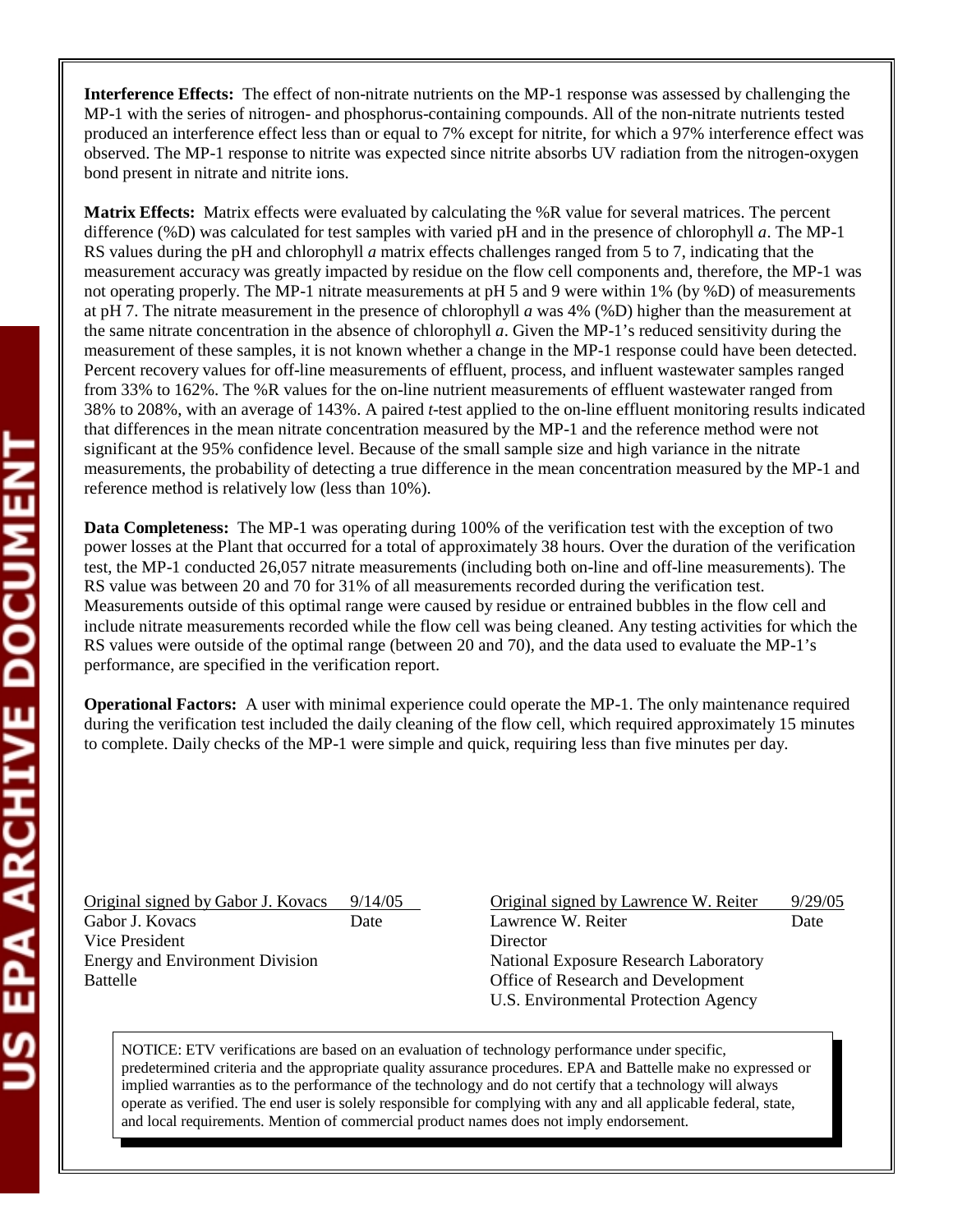**Interference Effects:** The effect of non-nitrate nutrients on the MP-1 response was assessed by challenging the MP-1 with the series of nitrogen- and phosphorus-containing compounds. All of the non-nitrate nutrients tested produced an interference effect less than or equal to 7% except for nitrite, for which a 97% interference effect was observed. The MP-1 response to nitrite was expected since nitrite absorbs UV radiation from the nitrogen-oxygen bond present in nitrate and nitrite ions.

**Matrix Effects:** Matrix effects were evaluated by calculating the %R value for several matrices. The percent difference (%D) was calculated for test samples with varied pH and in the presence of chlorophyll *a*. The MP-1 RS values during the pH and chlorophyll *a* matrix effects challenges ranged from 5 to 7, indicating that the measurement accuracy was greatly impacted by residue on the flow cell components and, therefore, the MP-1 was not operating properly. The MP-1 nitrate measurements at pH 5 and 9 were within 1% (by %D) of measurements at pH 7. The nitrate measurement in the presence of chlorophyll *a* was 4% (%D) higher than the measurement at the same nitrate concentration in the absence of chlorophyll *a*. Given the MP-1's reduced sensitivity during the measurement of these samples, it is not known whether a change in the MP-1 response could have been detected. Percent recovery values for off-line measurements of effluent, process, and influent wastewater samples ranged from 33% to 162%. The %R values for the on-line nutrient measurements of effluent wastewater ranged from 38% to 208%, with an average of 143%. A paired *t*-test applied to the on-line effluent monitoring results indicated that differences in the mean nitrate concentration measured by the MP-1 and the reference method were not significant at the 95% confidence level. Because of the small sample size and high variance in the nitrate measurements, the probability of detecting a true difference in the mean concentration measured by the MP-1 and reference method is relatively low (less than 10%).

**Data Completeness:** The MP-1 was operating during 100% of the verification test with the exception of two power losses at the Plant that occurred for a total of approximately 38 hours. Over the duration of the verification test, the MP-1 conducted 26,057 nitrate measurements (including both on-line and off-line measurements). The RS value was between 20 and 70 for 31% of all measurements recorded during the verification test. Measurements outside of this optimal range were caused by residue or entrained bubbles in the flow cell and include nitrate measurements recorded while the flow cell was being cleaned. Any testing activities for which the RS values were outside of the optimal range (between 20 and 70), and the data used to evaluate the MP-1's performance, are specified in the verification report.

**Operational Factors:** A user with minimal experience could operate the MP-1. The only maintenance required during the verification test included the daily cleaning of the flow cell, which required approximately 15 minutes to complete. Daily checks of the MP-1 were simple and quick, requiring less than five minutes per day.

| | | | |
|---|---|---|---|
| Original signed by Gabor J. Kovacs | 9/14/05 | Original signed by Lawrence W. Reiter | 9/29/05 |
| Gabor J. Kovacs | Date | Lawrence W. Reiter | Date |
| Vice President | | Director | |
| Energy and Environment Division | | National Exposure Research Laboratory | |
| Battelle | | Office of Research and Development | |
| | | U.S. Environmental Protection Agency | |

NOTICE: ETV verifications are based on an evaluation of technology performance under specific, predetermined criteria and the appropriate quality assurance procedures. EPA and Battelle make no expressed or implied warranties as to the performance of the technology and do not certify that a technology will always operate as verified. The end user is solely responsible for complying with any and all applicable federal, state, and local requirements. Mention of commercial product names does not imply endorsement.